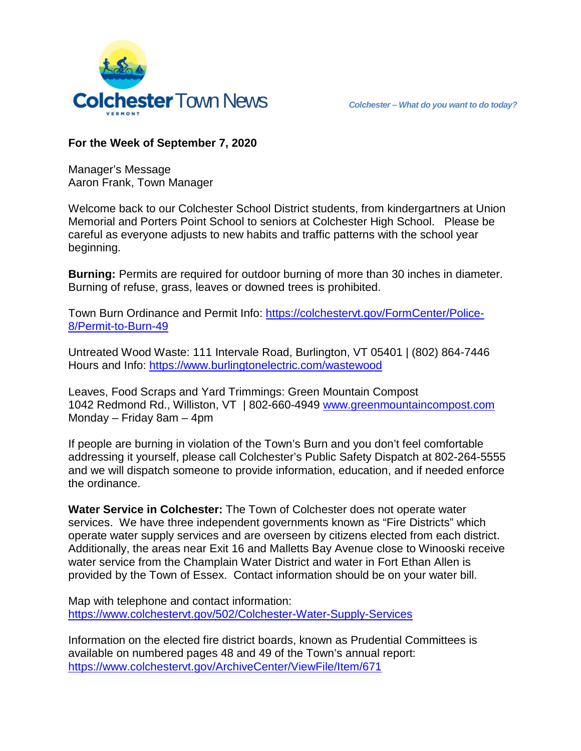# Colchester Town News

*Colchester – What do you want to do today?*

**For the Week of September 7, 2020**

Manager's Message
Aaron Frank, Town Manager

Welcome back to our Colchester School District students, from kindergartners at Union Memorial and Porters Point School to seniors at Colchester High School. Please be careful as everyone adjusts to new habits and traffic patterns with the school year beginning.

**Burning:** Permits are required for outdoor burning of more than 30 inches in diameter. Burning of refuse, grass, leaves or downed trees is prohibited.

Town Burn Ordinance and Permit Info: https://colchestervt.gov/FormCenter/Police-8/Permit-to-Burn-49

Untreated Wood Waste: 111 Intervale Road, Burlington, VT 05401 | (802) 864-7446
Hours and Info: https://www.burlingtonelectric.com/wastewood

Leaves, Food Scraps and Yard Trimmings: Green Mountain Compost
1042 Redmond Rd., Williston, VT | 802-660-4949 www.greenmountaincompost.com
Monday – Friday 8am – 4pm

If people are burning in violation of the Town's Burn and you don't feel comfortable addressing it yourself, please call Colchester's Public Safety Dispatch at 802-264-5555 and we will dispatch someone to provide information, education, and if needed enforce the ordinance.

**Water Service in Colchester:** The Town of Colchester does not operate water services. We have three independent governments known as "Fire Districts" which operate water supply services and are overseen by citizens elected from each district. Additionally, the areas near Exit 16 and Malletts Bay Avenue close to Winooski receive water service from the Champlain Water District and water in Fort Ethan Allen is provided by the Town of Essex. Contact information should be on your water bill.

Map with telephone and contact information:
https://www.colchestervt.gov/502/Colchester-Water-Supply-Services

Information on the elected fire district boards, known as Prudential Committees is available on numbered pages 48 and 49 of the Town's annual report:
https://www.colchestervt.gov/ArchiveCenter/ViewFile/Item/671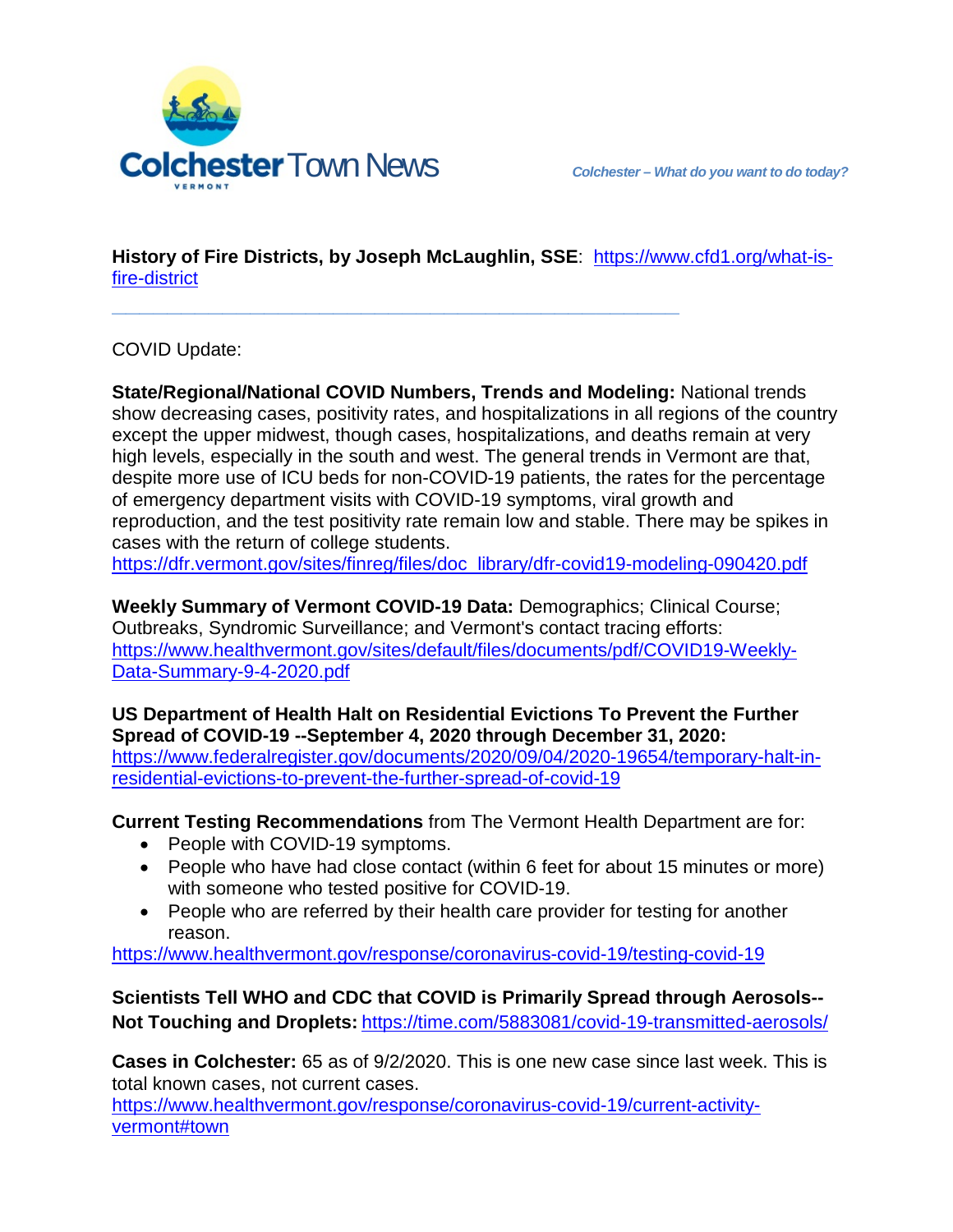**History of Fire Districts, by Joseph McLaughlin, SSE**: https://www.cfd1.org/what-is-fire-district

---

COVID Update:

**State/Regional/National COVID Numbers, Trends and Modeling:** National trends show decreasing cases, positivity rates, and hospitalizations in all regions of the country except the upper midwest, though cases, hospitalizations, and deaths remain at very high levels, especially in the south and west. The general trends in Vermont are that, despite more use of ICU beds for non-COVID-19 patients, the rates for the percentage of emergency department visits with COVID-19 symptoms, viral growth and reproduction, and the test positivity rate remain low and stable. There may be spikes in cases with the return of college students.
https://dfr.vermont.gov/sites/finreg/files/doc_library/dfr-covid19-modeling-090420.pdf

**Weekly Summary of Vermont COVID-19 Data:** Demographics; Clinical Course; Outbreaks, Syndromic Surveillance; and Vermont's contact tracing efforts: https://www.healthvermont.gov/sites/default/files/documents/pdf/COVID19-Weekly-Data-Summary-9-4-2020.pdf

**US Department of Health Halt on Residential Evictions To Prevent the Further Spread of COVID-19 --September 4, 2020 through December 31, 2020:** https://www.federalregister.gov/documents/2020/09/04/2020-19654/temporary-halt-in-residential-evictions-to-prevent-the-further-spread-of-covid-19

**Current Testing Recommendations** from The Vermont Health Department are for:

- People with COVID-19 symptoms.
- People who have had close contact (within 6 feet for about 15 minutes or more) with someone who tested positive for COVID-19.
- People who are referred by their health care provider for testing for another reason.

https://www.healthvermont.gov/response/coronavirus-covid-19/testing-covid-19

**Scientists Tell WHO and CDC that COVID is Primarily Spread through Aerosols--Not Touching and Droplets:** https://time.com/5883081/covid-19-transmitted-aerosols/

**Cases in Colchester:** 65 as of 9/2/2020. This is one new case since last week. This is total known cases, not current cases.
https://www.healthvermont.gov/response/coronavirus-covid-19/current-activity-vermont#town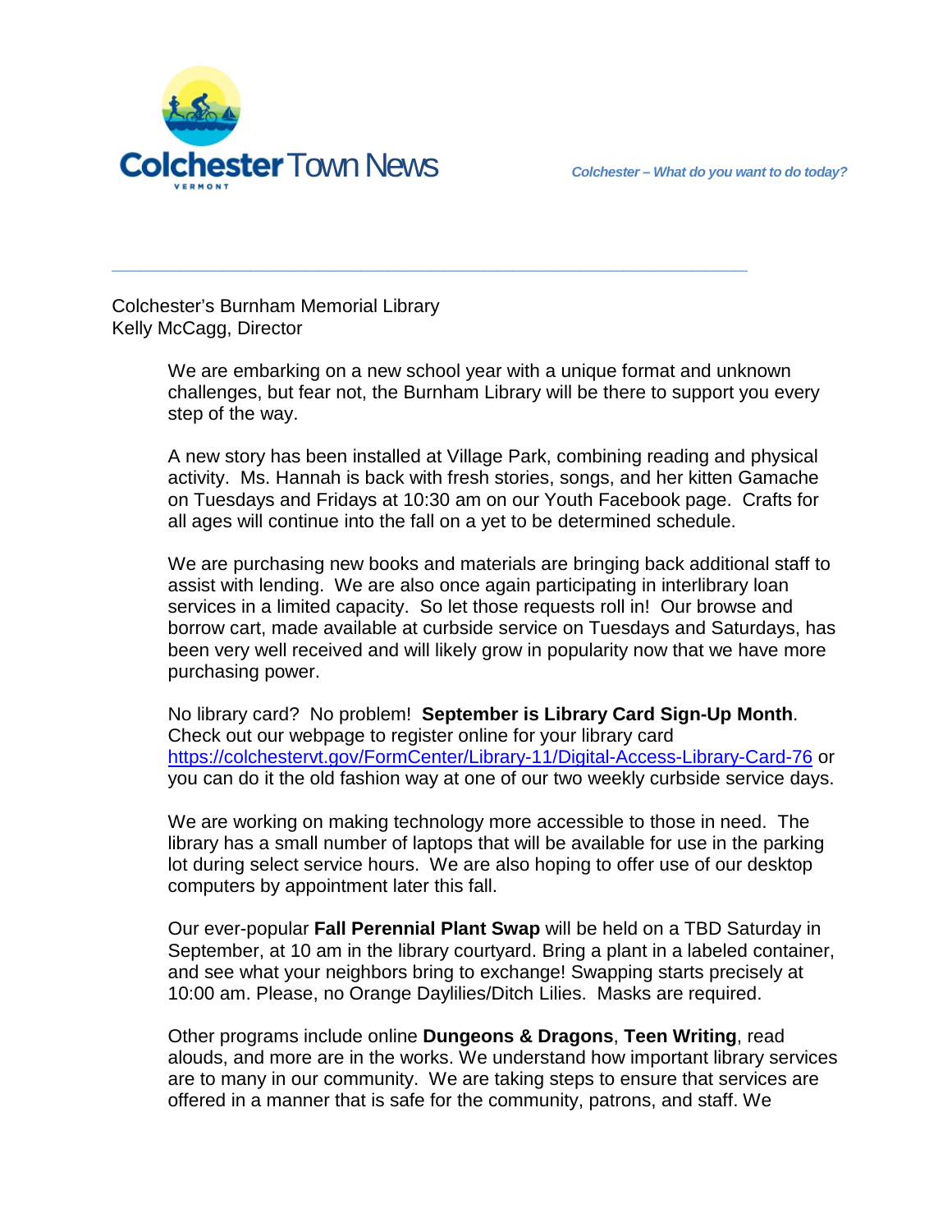Colchester Town News

*Colchester – What do you want to do today?*

Colchester's Burnham Memorial Library
Kelly McCagg, Director

We are embarking on a new school year with a unique format and unknown challenges, but fear not, the Burnham Library will be there to support you every step of the way.

A new story has been installed at Village Park, combining reading and physical activity. Ms. Hannah is back with fresh stories, songs, and her kitten Gamache on Tuesdays and Fridays at 10:30 am on our Youth Facebook page. Crafts for all ages will continue into the fall on a yet to be determined schedule.

We are purchasing new books and materials are bringing back additional staff to assist with lending. We are also once again participating in interlibrary loan services in a limited capacity. So let those requests roll in! Our browse and borrow cart, made available at curbside service on Tuesdays and Saturdays, has been very well received and will likely grow in popularity now that we have more purchasing power.

No library card? No problem! **September is Library Card Sign-Up Month**. Check out our webpage to register online for your library card [https://colchestervt.gov/FormCenter/Library-11/Digital-Access-Library-Card-76](https://colchestervt.gov/FormCenter/Library-11/Digital-Access-Library-Card-76) or you can do it the old fashion way at one of our two weekly curbside service days.

We are working on making technology more accessible to those in need. The library has a small number of laptops that will be available for use in the parking lot during select service hours. We are also hoping to offer use of our desktop computers by appointment later this fall.

Our ever-popular **Fall Perennial Plant Swap** will be held on a TBD Saturday in September, at 10 am in the library courtyard. Bring a plant in a labeled container, and see what your neighbors bring to exchange! Swapping starts precisely at 10:00 am. Please, no Orange Daylilies/Ditch Lilies. Masks are required.

Other programs include online **Dungeons & Dragons**, **Teen Writing**, read alouds, and more are in the works. We understand how important library services are to many in our community. We are taking steps to ensure that services are offered in a manner that is safe for the community, patrons, and staff. We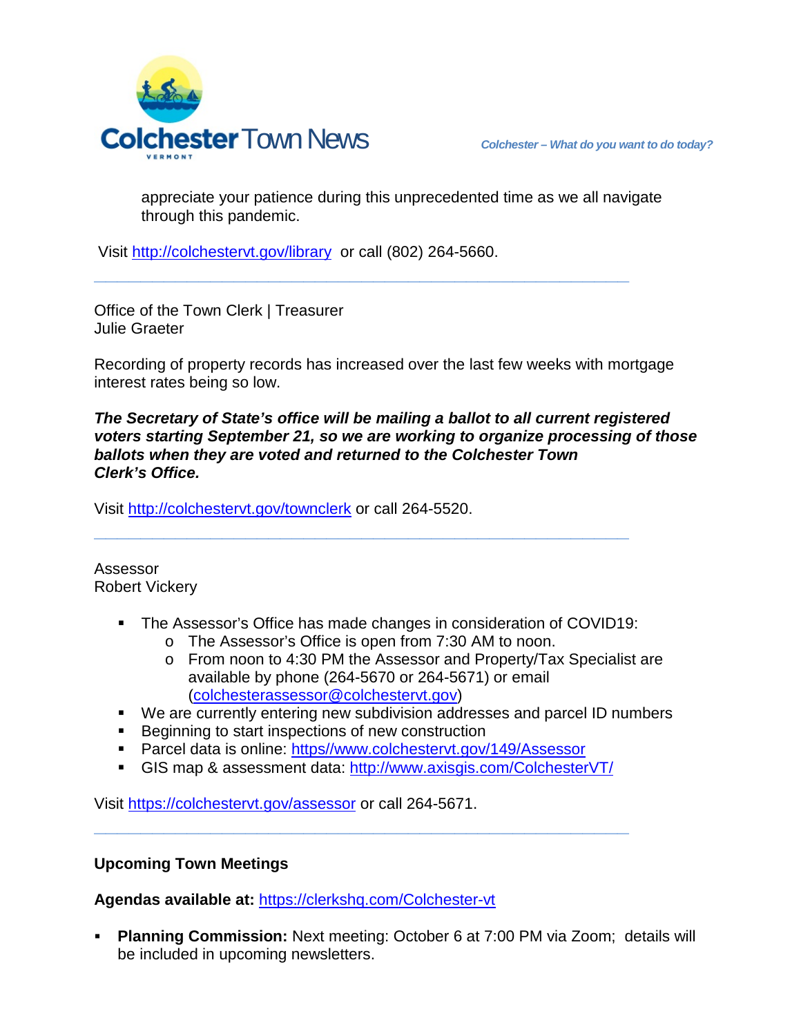appreciate your patience during this unprecedented time as we all navigate through this pandemic.

Visit [http://colchestervt.gov/library](http://colchestervt.gov/library) or call (802) 264-5660.

---

Office of the Town Clerk | Treasurer
Julie Graeter

Recording of property records has increased over the last few weeks with mortgage interest rates being so low.

***The Secretary of State's office will be mailing a ballot to all current registered voters starting September 21, so we are working to organize processing of those ballots when they are voted and returned to the Colchester Town Clerk's Office.***

Visit [http://colchestervt.gov/townclerk](http://colchestervt.gov/townclerk) or call 264-5520.

---

Assessor
Robert Vickery

- The Assessor's Office has made changes in consideration of COVID19:
  - The Assessor's Office is open from 7:30 AM to noon.
  - From noon to 4:30 PM the Assessor and Property/Tax Specialist are available by phone (264-5670 or 264-5671) or email ([colchesterassessor@colchestervt.gov](mailto:colchesterassessor@colchestervt.gov))
- We are currently entering new subdivision addresses and parcel ID numbers
- Beginning to start inspections of new construction
- Parcel data is online: [https//www.colchestervt.gov/149/Assessor](https//www.colchestervt.gov/149/Assessor)
- GIS map & assessment data: [http://www.axisgis.com/ColchesterVT/](http://www.axisgis.com/ColchesterVT/)

Visit [https://colchestervt.gov/assessor](https://colchestervt.gov/assessor) or call 264-5671.

---

**Upcoming Town Meetings**

**Agendas available at:** [https://clerkshq.com/Colchester-vt](https://clerkshq.com/Colchester-vt)

- **Planning Commission:** Next meeting: October 6 at 7:00 PM via Zoom; details will be included in upcoming newsletters.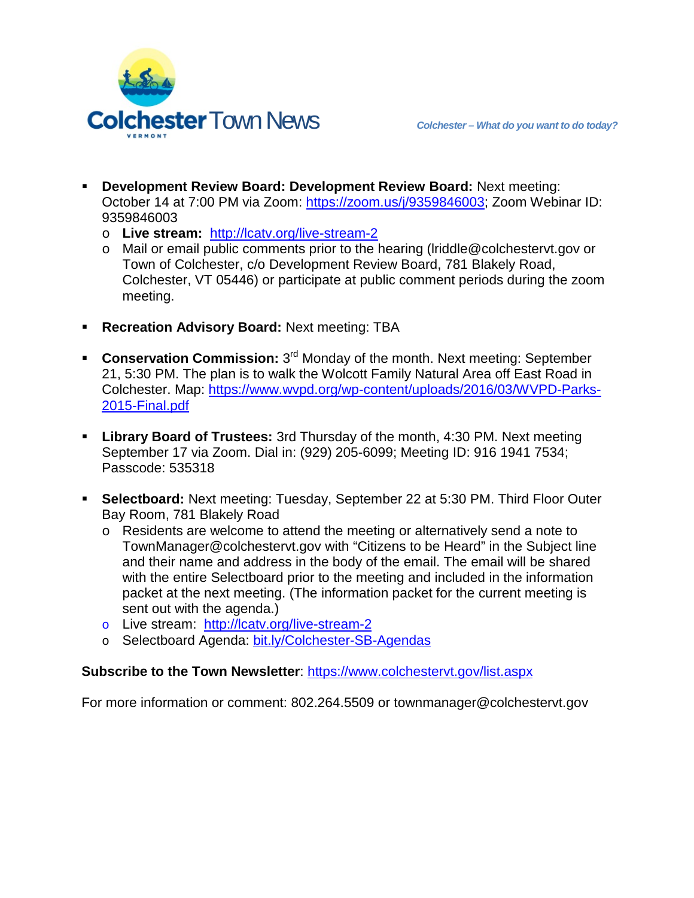**Colchester** Town News

VERMONT

*Colchester – What do you want to do today?*

- **Development Review Board: Development Review Board:** Next meeting: October 14 at 7:00 PM via Zoom: https://zoom.us/j/9359846003; Zoom Webinar ID: 9359846003
  - **Live stream:** http://lcatv.org/live-stream-2
  - Mail or email public comments prior to the hearing (lriddle@colchestervt.gov or Town of Colchester, c/o Development Review Board, 781 Blakely Road, Colchester, VT 05446) or participate at public comment periods during the zoom meeting.

- **Recreation Advisory Board:** Next meeting: TBA

- **Conservation Commission:** 3rd Monday of the month. Next meeting: September 21, 5:30 PM. The plan is to walk the Wolcott Family Natural Area off East Road in Colchester. Map: https://www.wvpd.org/wp-content/uploads/2016/03/WVPD-Parks-2015-Final.pdf

- **Library Board of Trustees:** 3rd Thursday of the month, 4:30 PM. Next meeting September 17 via Zoom. Dial in: (929) 205-6099; Meeting ID: 916 1941 7534; Passcode: 535318

- **Selectboard:** Next meeting: Tuesday, September 22 at 5:30 PM. Third Floor Outer Bay Room, 781 Blakely Road
  - Residents are welcome to attend the meeting or alternatively send a note to TownManager@colchestervt.gov with "Citizens to be Heard" in the Subject line and their name and address in the body of the email. The email will be shared with the entire Selectboard prior to the meeting and included in the information packet at the next meeting. (The information packet for the current meeting is sent out with the agenda.)
  - Live stream: http://lcatv.org/live-stream-2
  - Selectboard Agenda: bit.ly/Colchester-SB-Agendas

**Subscribe to the Town Newsletter**: https://www.colchestervt.gov/list.aspx

For more information or comment: 802.264.5509 or townmanager@colchestervt.gov